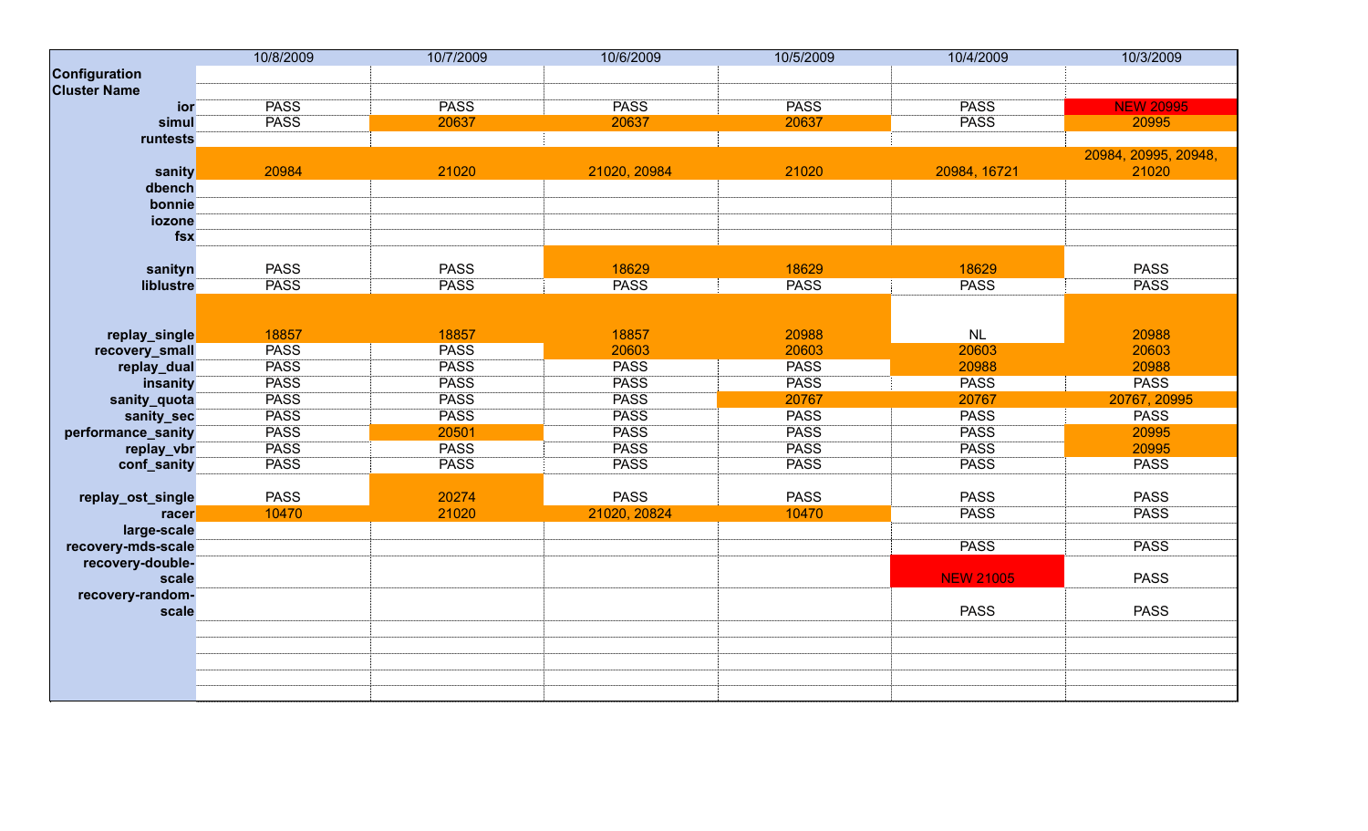| | 10/8/2009 | 10/7/2009 | 10/6/2009 | 10/5/2009 | 10/4/2009 | 10/3/2009 |
|---|---|---|---|---|---|---|
| **Configuration** | | | | | | |
| **Cluster Name** | | | | | | |
| **ior** | PASS | PASS | PASS | PASS | PASS | NEW 20995 |
| **simul** | PASS | 20637 | 20637 | 20637 | PASS | 20995 |
| **runtests** | | | | | | |
| **sanity** | 20984 | 21020 | 21020, 20984 | 21020 | 20984, 16721 | 20984, 20995, 20948, 21020 |
| **dbench** | | | | | | |
| **bonnie** | | | | | | |
| **iozone** | | | | | | |
| **fsx** | | | | | | |
| **sanityn** | PASS | PASS | 18629 | 18629 | 18629 | PASS |
| **liblustre** | PASS | PASS | PASS | PASS | PASS | PASS |
| **replay_single** | 18857 | 18857 | 18857 | 20988 | NL | 20988 |
| **recovery_small** | PASS | PASS | 20603 | 20603 | 20603 | 20603 |
| **replay_dual** | PASS | PASS | PASS | PASS | 20988 | 20988 |
| **insanity** | PASS | PASS | PASS | PASS | PASS | PASS |
| **sanity_quota** | PASS | PASS | PASS | 20767 | 20767 | 20767, 20995 |
| **sanity_sec** | PASS | PASS | PASS | PASS | PASS | PASS |
| **performance_sanity** | PASS | 20501 | PASS | PASS | PASS | 20995 |
| **replay_vbr** | PASS | PASS | PASS | PASS | PASS | 20995 |
| **conf_sanity** | PASS | PASS | PASS | PASS | PASS | PASS |
| **replay_ost_single** | PASS | 20274 | PASS | PASS | PASS | PASS |
| **racer** | 10470 | 21020 | 21020, 20824 | 10470 | PASS | PASS |
| **large-scale** | | | | | | |
| **recovery-mds-scale** | | | | | PASS | PASS |
| **recovery-double-scale** | | | | | NEW 21005 | PASS |
| **recovery-random-scale** | | | | | PASS | PASS |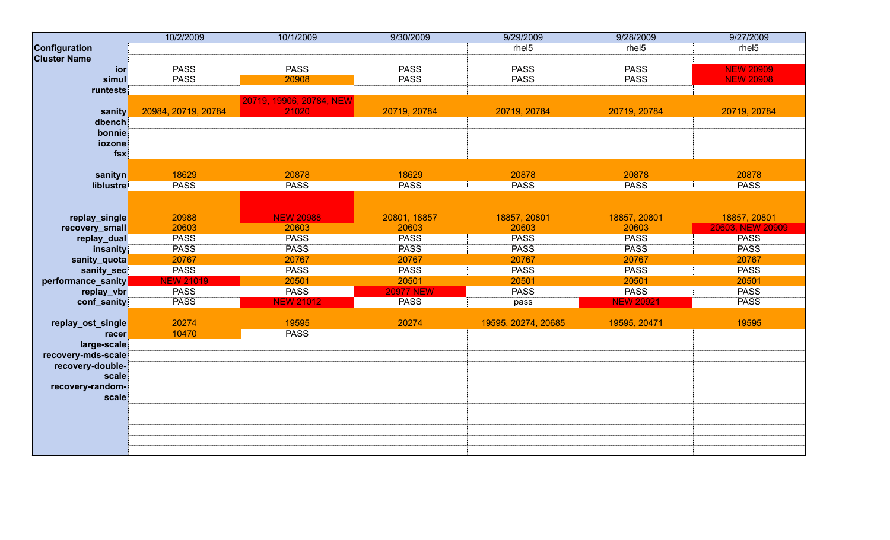| | 10/2/2009 | 10/1/2009 | 9/30/2009 | 9/29/2009 | 9/28/2009 | 9/27/2009 |
|---|---|---|---|---|---|---|
| **Configuration** | | | | rhel5 | rhel5 | rhel5 |
| **Cluster Name** | | | | | | |
| **ior** | PASS | PASS | PASS | PASS | PASS | NEW 20909 |
| **simul** | PASS | 20908 | PASS | PASS | PASS | NEW 20908 |
| **runtests** | | | | | | |
| **sanity** | 20984, 20719, 20784 | 20719, 19906, 20784, NEW 21020 | 20719, 20784 | 20719, 20784 | 20719, 20784 | 20719, 20784 |
| **dbench** | | | | | | |
| **bonnie** | | | | | | |
| **iozone** | | | | | | |
| **fsx** | | | | | | |
| **sanityn** | 18629 | 20878 | 18629 | 20878 | 20878 | 20878 |
| **liblustre** | PASS | PASS | PASS | PASS | PASS | PASS |
| **replay_single** | 20988 | NEW 20988 | 20801, 18857 | 18857, 20801 | 18857, 20801 | 18857, 20801 |
| **recovery_small** | 20603 | 20603 | 20603 | 20603 | 20603 | 20603, NEW 20909 |
| **replay_dual** | PASS | PASS | PASS | PASS | PASS | PASS |
| **insanity** | PASS | PASS | PASS | PASS | PASS | PASS |
| **sanity_quota** | 20767 | 20767 | 20767 | 20767 | 20767 | 20767 |
| **sanity_sec** | PASS | PASS | PASS | PASS | PASS | PASS |
| **performance_sanity** | NEW 21019 | 20501 | 20501 | 20501 | 20501 | 20501 |
| **replay_vbr** | PASS | PASS | 20977 NEW | PASS | PASS | PASS |
| **conf_sanity** | PASS | NEW 21012 | PASS | pass | NEW 20921 | PASS |
| **replay_ost_single** | 20274 | 19595 | 20274 | 19595, 20274, 20685 | 19595, 20471 | 19595 |
| **racer** | 10470 | PASS | | | | |
| **large-scale** | | | | | | |
| **recovery-mds-scale** | | | | | | |
| **recovery-double-scale** | | | | | | |
| **recovery-random-scale** | | | | | | |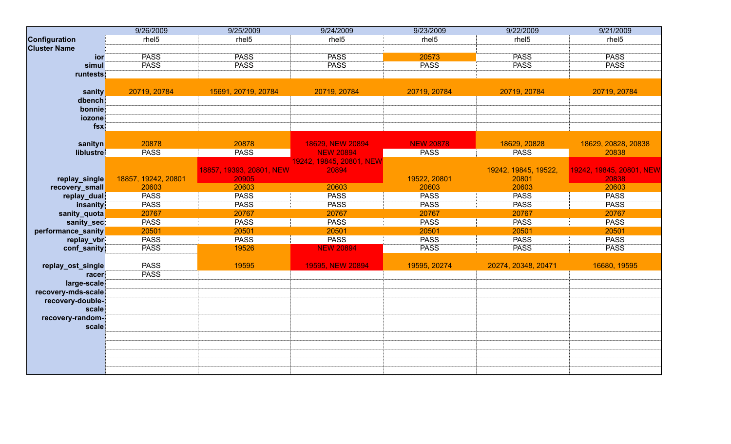| | 9/26/2009 | 9/25/2009 | 9/24/2009 | 9/23/2009 | 9/22/2009 | 9/21/2009 |
|---|---|---|---|---|---|---|
| **Configuration** | rhel5 | rhel5 | rhel5 | rhel5 | rhel5 | rhel5 |
| **Cluster Name** | | | | | | |
| **ior** | PASS | PASS | PASS | 20573 | PASS | PASS |
| **simul** | PASS | PASS | PASS | PASS | PASS | PASS |
| **runtests** | | | | | | |
| **sanity** | 20719, 20784 | 15691, 20719, 20784 | 20719, 20784 | 20719, 20784 | 20719, 20784 | 20719, 20784 |
| **dbench** | | | | | | |
| **bonnie** | | | | | | |
| **iozone** | | | | | | |
| **fsx** | | | | | | |
| **sanityn** | 20878 | 20878 | 18629, NEW 20894 | NEW 20878 | 18629, 20828 | 18629, 20828, 20838 |
| **liblustre** | PASS | PASS | NEW 20894 | PASS | PASS | 20838 |
| **replay_single** | 18857, 19242, 20801 | 18857, 19393, 20801, NEW 20905 | 19242, 19845, 20801, NEW 20894 | 19522, 20801 | 19242, 19845, 19522, 20801 | 19242, 19845, 20801, NEW 20838 |
| **recovery_small** | 20603 | 20603 | 20603 | 20603 | 20603 | 20603 |
| **replay_dual** | PASS | PASS | PASS | PASS | PASS | PASS |
| **insanity** | PASS | PASS | PASS | PASS | PASS | PASS |
| **sanity_quota** | 20767 | 20767 | 20767 | 20767 | 20767 | 20767 |
| **sanity_sec** | PASS | PASS | PASS | PASS | PASS | PASS |
| **performance_sanity** | 20501 | 20501 | 20501 | 20501 | 20501 | 20501 |
| **replay_vbr** | PASS | PASS | PASS | PASS | PASS | PASS |
| **conf_sanity** | PASS | 19526 | NEW 20894 | PASS | PASS | PASS |
| **replay_ost_single** | PASS | 19595 | 19595, NEW 20894 | 19595, 20274 | 20274, 20348, 20471 | 16680, 19595 |
| **racer** | PASS | | | | | |
| **large-scale** | | | | | | |
| **recovery-mds-scale** | | | | | | |
| **recovery-double-scale** | | | | | | |
| **recovery-random-scale** | | | | | | |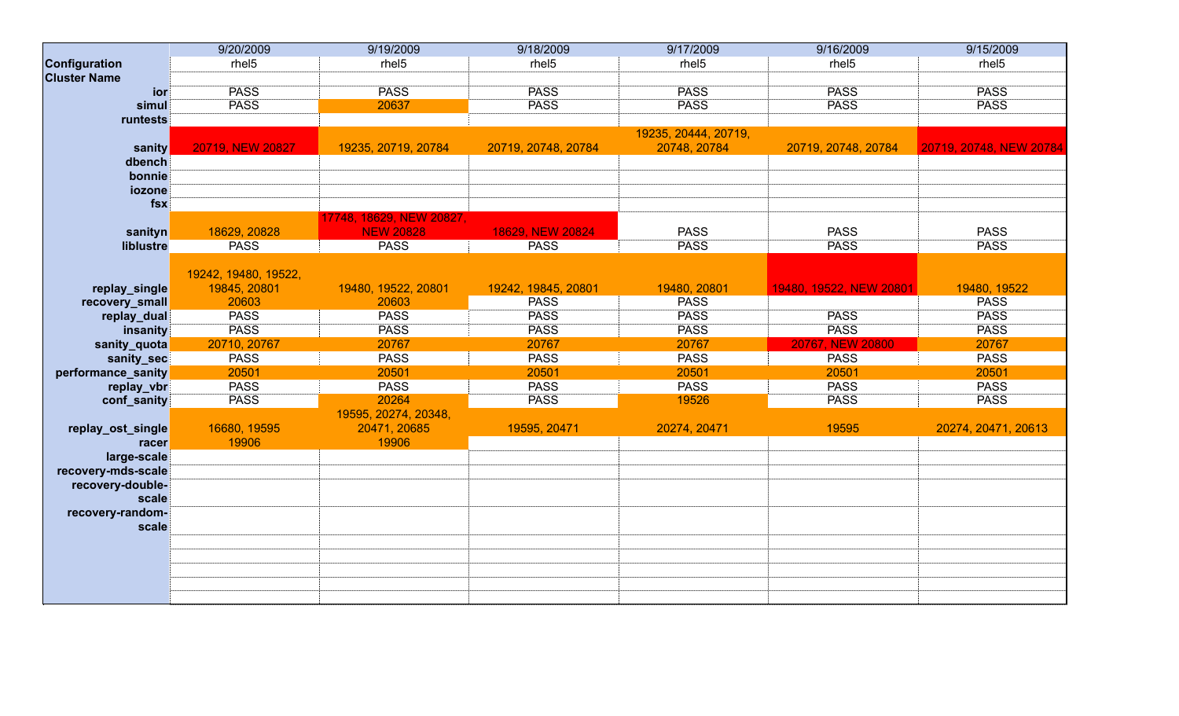| | 9/20/2009 | 9/19/2009 | 9/18/2009 | 9/17/2009 | 9/16/2009 | 9/15/2009 |
|---|---|---|---|---|---|---|
| **Configuration** | rhel5 | rhel5 | rhel5 | rhel5 | rhel5 | rhel5 |
| **Cluster Name** | | | | | | |
| **ior** | PASS | PASS | PASS | PASS | PASS | PASS |
| **simul** | PASS | 20637 | PASS | PASS | PASS | PASS |
| **runtests** | | | | | | |
| **sanity** | 20719, NEW 20827 | 19235, 20719, 20784 | 20719, 20748, 20784 | 19235, 20444, 20719, 20748, 20784 | 20719, 20748, 20784 | 20719, 20748, NEW 20784 |
| **dbench** | | | | | | |
| **bonnie** | | | | | | |
| **iozone** | | | | | | |
| **fsx** | | | | | | |
| **sanityn** | 18629, 20828 | 17748, 18629, NEW 20827, NEW 20828 | 18629, NEW 20824 | PASS | PASS | PASS |
| **liblustre** | PASS | PASS | PASS | PASS | PASS | PASS |
| **replay_single** | 19242, 19480, 19522, 19845, 20801 | 19480, 19522, 20801 | 19242, 19845, 20801 | 19480, 20801 | 19480, 19522, NEW 20801 | 19480, 19522 |
| **recovery_small** | 20603 | 20603 | PASS | PASS | | PASS |
| **replay_dual** | PASS | PASS | PASS | PASS | PASS | PASS |
| **insanity** | PASS | PASS | PASS | PASS | PASS | PASS |
| **sanity_quota** | 20710, 20767 | 20767 | 20767 | 20767 | 20767, NEW 20800 | 20767 |
| **sanity_sec** | PASS | PASS | PASS | PASS | PASS | PASS |
| **performance_sanity** | 20501 | 20501 | 20501 | 20501 | 20501 | 20501 |
| **replay_vbr** | PASS | PASS | PASS | PASS | PASS | PASS |
| **conf_sanity** | PASS | 20264 | PASS | 19526 | PASS | PASS |
| **replay_ost_single** | 16680, 19595 | 19595, 20274, 20348, 20471, 20685 | 19595, 20471 | 20274, 20471 | 19595 | 20274, 20471, 20613 |
| **racer** | 19906 | 19906 | | | | |
| **large-scale** | | | | | | |
| **recovery-mds-scale** | | | | | | |
| **recovery-double-scale** | | | | | | |
| **recovery-random-scale** | | | | | | |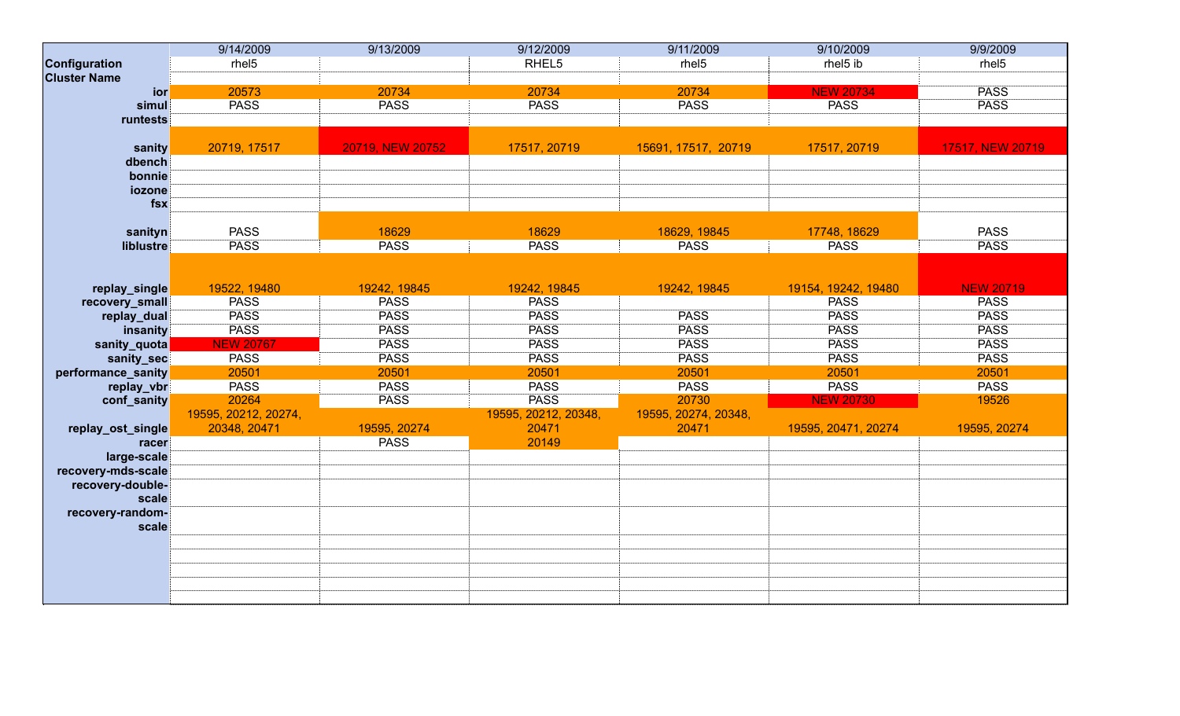| | 9/14/2009 | 9/13/2009 | 9/12/2009 | 9/11/2009 | 9/10/2009 | 9/9/2009 |
|---|---|---|---|---|---|---|
| **Configuration** | rhel5 | | RHEL5 | rhel5 | rhel5 ib | rhel5 |
| **Cluster Name** | | | | | | |
| **ior** | 20573 | 20734 | 20734 | 20734 | NEW 20734 | PASS |
| **simul** | PASS | PASS | PASS | PASS | PASS | PASS |
| **runtests** | | | | | | |
| **sanity** | 20719, 17517 | 20719, NEW 20752 | 17517, 20719 | 15691, 17517, 20719 | 17517, 20719 | 17517, NEW 20719 |
| **dbench** | | | | | | |
| **bonnie** | | | | | | |
| **iozone** | | | | | | |
| **fsx** | | | | | | |
| **sanityn** | PASS | 18629 | 18629 | 18629, 19845 | 17748, 18629 | PASS |
| **liblustre** | PASS | PASS | PASS | PASS | PASS | PASS |
| **replay_single** | 19522, 19480 | 19242, 19845 | 19242, 19845 | 19242, 19845 | 19154, 19242, 19480 | NEW 20719 |
| **recovery_small** | PASS | PASS | PASS | | PASS | PASS |
| **replay_dual** | PASS | PASS | PASS | PASS | PASS | PASS |
| **insanity** | PASS | PASS | PASS | PASS | PASS | PASS |
| **sanity_quota** | NEW 20767 | PASS | PASS | PASS | PASS | PASS |
| **sanity_sec** | PASS | PASS | PASS | PASS | PASS | PASS |
| **performance_sanity** | 20501 | 20501 | 20501 | 20501 | 20501 | 20501 |
| **replay_vbr** | PASS | PASS | PASS | PASS | PASS | PASS |
| **conf_sanity** | 20264 | PASS | PASS | 20730 | NEW 20730 | 19526 |
| **replay_ost_single** | 19595, 20212, 20274, 20348, 20471 | 19595, 20274 | 19595, 20212, 20348, 20471 | 19595, 20274, 20348, 20471 | 19595, 20471, 20274 | 19595, 20274 |
| **racer** | | PASS | 20149 | | | |
| **large-scale** | | | | | | |
| **recovery-mds-scale** | | | | | | |
| **recovery-double-scale** | | | | | | |
| **recovery-random-scale** | | | | | | |
| | | | | | | |
| | | | | | | |
| | | | | | | |
| | | | | | | |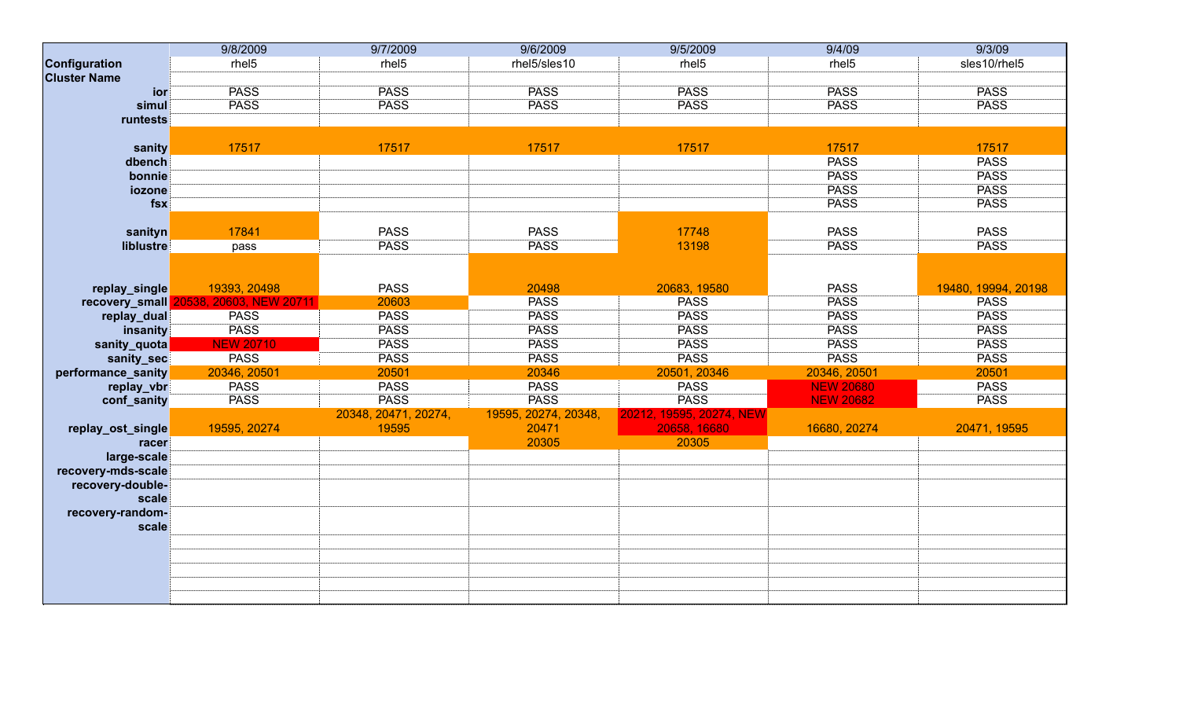| | 9/8/2009 | 9/7/2009 | 9/6/2009 | 9/5/2009 | 9/4/09 | 9/3/09 |
|---|---|---|---|---|---|---|
| **Configuration** | rhel5 | rhel5 | rhel5/sles10 | rhel5 | rhel5 | sles10/rhel5 |
| **Cluster Name** | | | | | | |
| **ior** | PASS | PASS | PASS | PASS | PASS | PASS |
| **simul** | PASS | PASS | PASS | PASS | PASS | PASS |
| **runtests** | | | | | | |
| **sanity** | 17517 | 17517 | 17517 | 17517 | 17517 | 17517 |
| **dbench** | | | | | PASS | PASS |
| **bonnie** | | | | | PASS | PASS |
| **iozone** | | | | | PASS | PASS |
| **fsx** | | | | | PASS | PASS |
| **sanityn** | 17841 | PASS | PASS | 17748 | PASS | PASS |
| **liblustre** | pass | PASS | PASS | 13198 | PASS | PASS |
| **replay_single** | 19393, 20498 | PASS | 20498 | 20683, 19580 | PASS | 19480, 19994, 20198 |
| **recovery_small** | 20538, 20603, NEW 20711 | 20603 | PASS | PASS | PASS | PASS |
| **replay_dual** | PASS | PASS | PASS | PASS | PASS | PASS |
| **insanity** | PASS | PASS | PASS | PASS | PASS | PASS |
| **sanity_quota** | NEW 20710 | PASS | PASS | PASS | PASS | PASS |
| **sanity_sec** | PASS | PASS | PASS | PASS | PASS | PASS |
| **performance_sanity** | 20346, 20501 | 20501 | 20346 | 20501, 20346 | 20346, 20501 | 20501 |
| **replay_vbr** | PASS | PASS | PASS | PASS | NEW 20680 | PASS |
| **conf_sanity** | PASS | PASS | PASS | PASS | NEW 20682 | PASS |
| **replay_ost_single** | 19595, 20274 | 20348, 20471, 20274, 19595 | 19595, 20274, 20348, 20471 | 20212, 19595, 20274, NEW 20658, 16680 | 16680, 20274 | 20471, 19595 |
| **racer** | | | 20305 | 20305 | | |
| **large-scale** | | | | | | |
| **recovery-mds-scale** | | | | | | |
| **recovery-double-scale** | | | | | | |
| **recovery-random-scale** | | | | | | |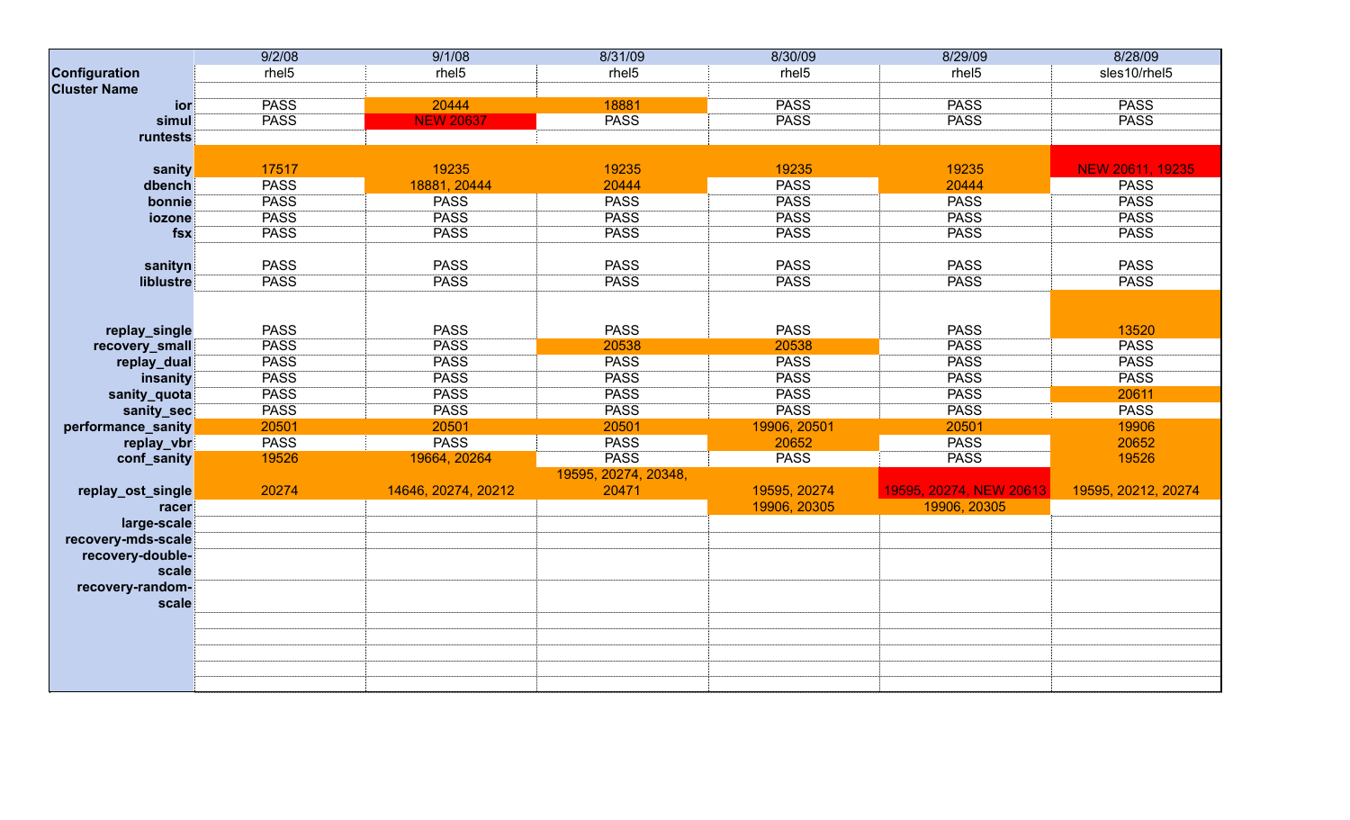| | 9/2/08 | 9/1/08 | 8/31/09 | 8/30/09 | 8/29/09 | 8/28/09 |
|---|---|---|---|---|---|---|
| **Configuration** | rhel5 | rhel5 | rhel5 | rhel5 | rhel5 | sles10/rhel5 |
| **Cluster Name** | | | | | | |
| **ior** | PASS | 20444 | 18881 | PASS | PASS | PASS |
| **simul** | PASS | NEW 20637 | PASS | PASS | PASS | PASS |
| **runtests** | | | | | | |
| **sanity** | 17517 | 19235 | 19235 | 19235 | 19235 | NEW 20611, 19235 |
| **dbench** | PASS | 18881, 20444 | 20444 | PASS | 20444 | PASS |
| **bonnie** | PASS | PASS | PASS | PASS | PASS | PASS |
| **iozone** | PASS | PASS | PASS | PASS | PASS | PASS |
| **fsx** | PASS | PASS | PASS | PASS | PASS | PASS |
| **sanityn** | PASS | PASS | PASS | PASS | PASS | PASS |
| **liblustre** | PASS | PASS | PASS | PASS | PASS | PASS |
| **replay_single** | PASS | PASS | PASS | PASS | PASS | 13520 |
| **recovery_small** | PASS | PASS | 20538 | 20538 | PASS | PASS |
| **replay_dual** | PASS | PASS | PASS | PASS | PASS | PASS |
| **insanity** | PASS | PASS | PASS | PASS | PASS | PASS |
| **sanity_quota** | PASS | PASS | PASS | PASS | PASS | 20611 |
| **sanity_sec** | PASS | PASS | PASS | PASS | PASS | PASS |
| **performance_sanity** | 20501 | 20501 | 20501 | 19906, 20501 | 20501 | 19906 |
| **replay_vbr** | PASS | PASS | PASS | 20652 | PASS | 20652 |
| **conf_sanity** | 19526 | 19664, 20264 | PASS | PASS | PASS | 19526 |
| **replay_ost_single** | 20274 | 14646, 20274, 20212 | 19595, 20274, 20348, 20471 | 19595, 20274 | 19595, 20274, NEW 20613 | 19595, 20212, 20274 |
| **racer** | | | | 19906, 20305 | 19906, 20305 | |
| **large-scale** | | | | | | |
| **recovery-mds-scale** | | | | | | |
| **recovery-double-scale** | | | | | | |
| **recovery-random-scale** | | | | | | |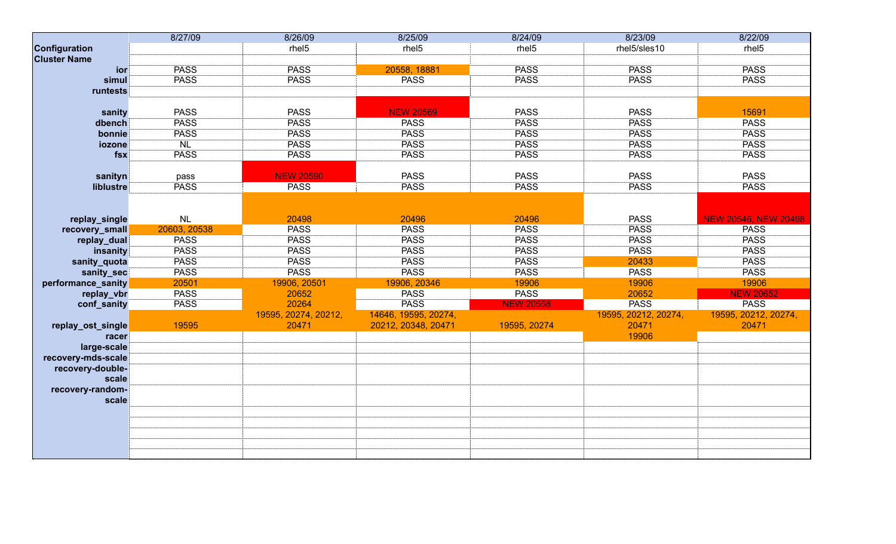| | 8/27/09 | 8/26/09 | 8/25/09 | 8/24/09 | 8/23/09 | 8/22/09 |
|---|---|---|---|---|---|---|
| **Configuration** | | rhel5 | rhel5 | rhel5 | rhel5/sles10 | rhel5 |
| **Cluster Name** | | | | | | |
| **ior** | PASS | PASS | 20558, 18881 | PASS | PASS | PASS |
| **simul** | PASS | PASS | PASS | PASS | PASS | PASS |
| **runtests** | | | | | | |
| **sanity** | PASS | PASS | NEW 20569 | PASS | PASS | 15691 |
| **dbench** | PASS | PASS | PASS | PASS | PASS | PASS |
| **bonnie** | PASS | PASS | PASS | PASS | PASS | PASS |
| **iozone** | NL | PASS | PASS | PASS | PASS | PASS |
| **fsx** | PASS | PASS | PASS | PASS | PASS | PASS |
| **sanityn** | pass | NEW 20590 | PASS | PASS | PASS | PASS |
| **liblustre** | PASS | PASS | PASS | PASS | PASS | PASS |
| **replay_single** | NL | 20498 | 20496 | 20496 | PASS | NEW 20546, NEW 20498 |
| **recovery_small** | 20603, 20538 | PASS | PASS | PASS | PASS | PASS |
| **replay_dual** | PASS | PASS | PASS | PASS | PASS | PASS |
| **insanity** | PASS | PASS | PASS | PASS | PASS | PASS |
| **sanity_quota** | PASS | PASS | PASS | PASS | 20433 | PASS |
| **sanity_sec** | PASS | PASS | PASS | PASS | PASS | PASS |
| **performance_sanity** | 20501 | 19906, 20501 | 19906, 20346 | 19906 | 19906 | 19906 |
| **replay_vbr** | PASS | 20652 | PASS | PASS | 20652 | NEW 20652 |
| **conf_sanity** | PASS | 20264 | PASS | NEW 20558 | PASS | PASS |
| **replay_ost_single** | 19595 | 19595, 20274, 20212, 20471 | 14646, 19595, 20274, 20212, 20348, 20471 | 19595, 20274 | 19595, 20212, 20274, 20471 | 19595, 20212, 20274, 20471 |
| **racer** | | | | | 19906 | |
| **large-scale** | | | | | | |
| **recovery-mds-scale** | | | | | | |
| **recovery-double-scale** | | | | | | |
| **recovery-random-scale** | | | | | | |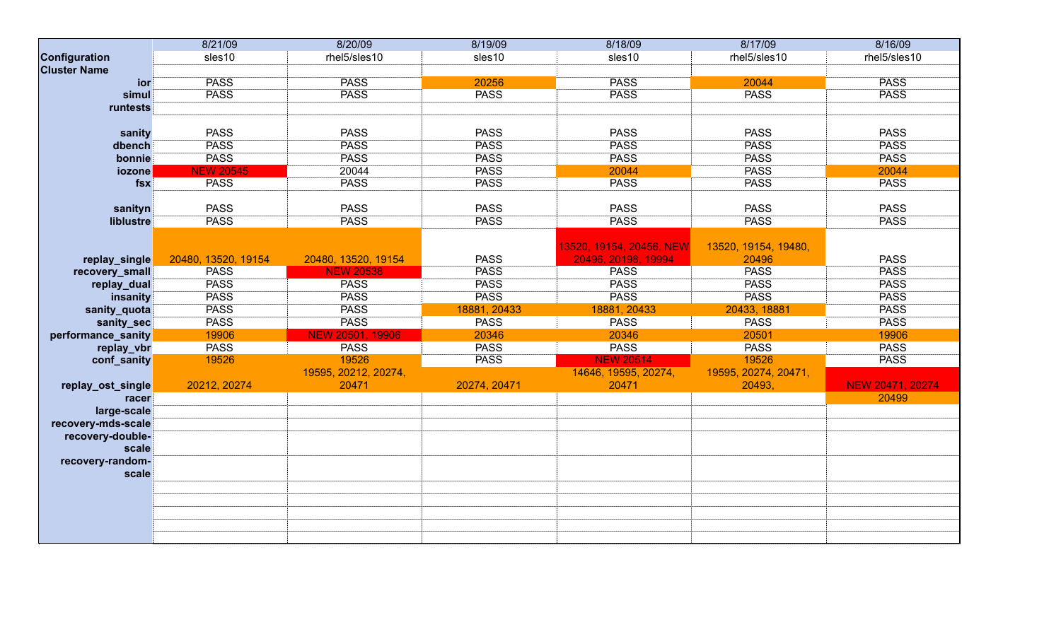| | 8/21/09 | 8/20/09 | 8/19/09 | 8/18/09 | 8/17/09 | 8/16/09 |
|---|---|---|---|---|---|---|
| **Configuration** | sles10 | rhel5/sles10 | sles10 | sles10 | rhel5/sles10 | rhel5/sles10 |
| **Cluster Name** | | | | | | |
| **ior** | PASS | PASS | 20256 | PASS | 20044 | PASS |
| **simul** | PASS | PASS | PASS | PASS | PASS | PASS |
| **runtests** | | | | | | |
| | | | | | | |
| **sanity** | PASS | PASS | PASS | PASS | PASS | PASS |
| **dbench** | PASS | PASS | PASS | PASS | PASS | PASS |
| **bonnie** | PASS | PASS | PASS | PASS | PASS | PASS |
| **iozone** | NEW 20545 | 20044 | PASS | 20044 | PASS | 20044 |
| **fsx** | PASS | PASS | PASS | PASS | PASS | PASS |
| | | | | | | |
| **sanityn** | PASS | PASS | PASS | PASS | PASS | PASS |
| **liblustre** | PASS | PASS | PASS | PASS | PASS | PASS |
| **replay_single** | 20480, 13520, 19154 | 20480, 13520, 19154 | PASS | 13520, 19154, 20456, NEW 20496, 20198, 19994 | 13520, 19154, 19480, 20496 | PASS |
| **recovery_small** | PASS | NEW 20538 | PASS | PASS | PASS | PASS |
| **replay_dual** | PASS | PASS | PASS | PASS | PASS | PASS |
| **insanity** | PASS | PASS | PASS | PASS | PASS | PASS |
| **sanity_quota** | PASS | PASS | 18881, 20433 | 18881, 20433 | 20433, 18881 | PASS |
| **sanity_sec** | PASS | PASS | PASS | PASS | PASS | PASS |
| **performance_sanity** | 19906 | NEW 20501, 19906 | 20346 | 20346 | 20501 | 19906 |
| **replay_vbr** | PASS | PASS | PASS | PASS | PASS | PASS |
| **conf_sanity** | 19526 | 19526 | PASS | NEW 20514 | 19526 | PASS |
| **replay_ost_single** | 20212, 20274 | 19595, 20212, 20274, 20471 | 20274, 20471 | 14646, 19595, 20274, 20471 | 19595, 20274, 20471, 20493, | NEW 20471, 20274 |
| **racer** | | | | | | 20499 |
| **large-scale** | | | | | | |
| **recovery-mds-scale** | | | | | | |
| **recovery-double-scale** | | | | | | |
| **recovery-random-scale** | | | | | | |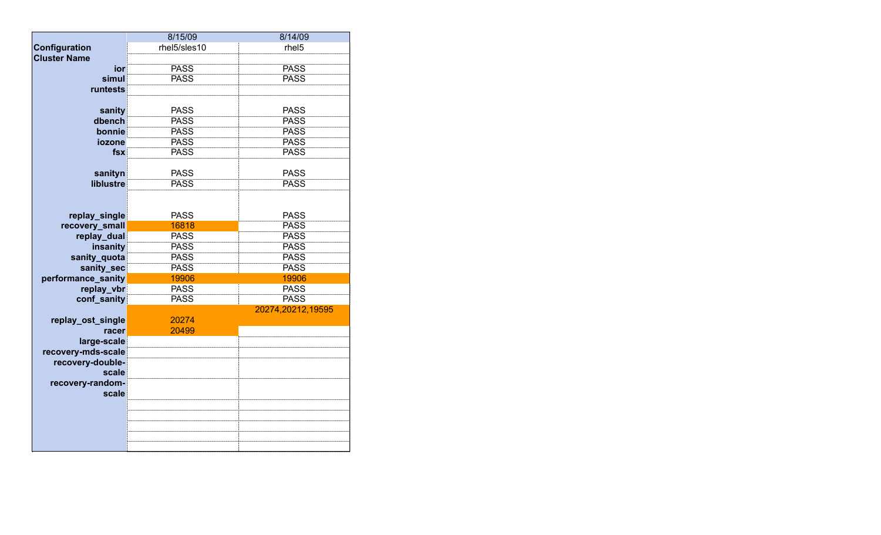| | 8/15/09 | 8/14/09 |
|---|---|---|
| **Configuration** | rhel5/sles10 | rhel5 |
| **Cluster Name** | | |
| **ior** | PASS | PASS |
| **simul** | PASS | PASS |
| **runtests** | | |
| | | |
| **sanity** | PASS | PASS |
| **dbench** | PASS | PASS |
| **bonnie** | PASS | PASS |
| **iozone** | PASS | PASS |
| **fsx** | PASS | PASS |
| | | |
| **sanityn** | PASS | PASS |
| **liblustre** | PASS | PASS |
| | | |
| | | |
| **replay_single** | PASS | PASS |
| **recovery_small** | 16818 | PASS |
| **replay_dual** | PASS | PASS |
| **insanity** | PASS | PASS |
| **sanity_quota** | PASS | PASS |
| **sanity_sec** | PASS | PASS |
| **performance_sanity** | 19906 | 19906 |
| **replay_vbr** | PASS | PASS |
| **conf_sanity** | PASS | PASS |
| **replay_ost_single** | 20274 | 20274,20212,19595 |
| **racer** | 20499 | |
| **large-scale** | | |
| **recovery-mds-scale** | | |
| **recovery-double-scale** | | |
| **recovery-random-scale** | | |
| | | |
| | | |
| | | |
| | | |
| | | |